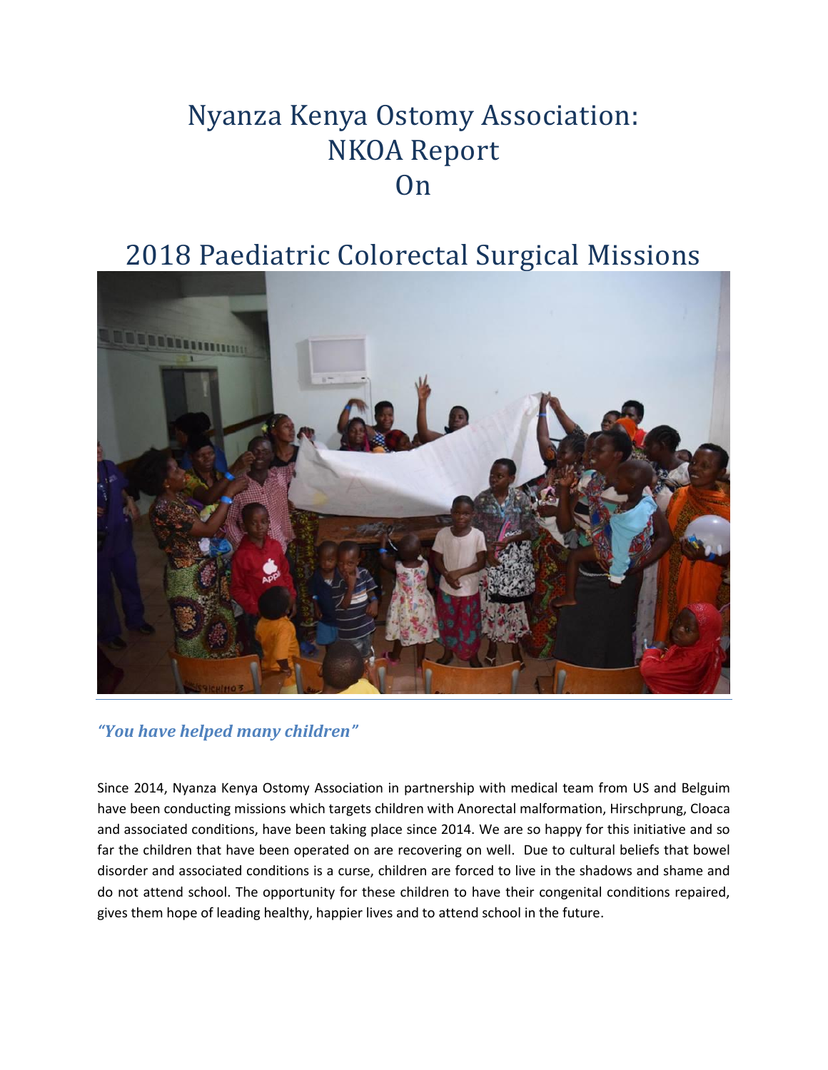# Nyanza Kenya Ostomy Association: NKOA Report On

# 2018 Paediatric Colorectal Surgical Missions

***"You have helped many children"***

Since 2014, Nyanza Kenya Ostomy Association in partnership with medical team from US and Belguim have been conducting missions which targets children with Anorectal malformation, Hirschprung, Cloaca and associated conditions, have been taking place since 2014. We are so happy for this initiative and so far the children that have been operated on are recovering on well. Due to cultural beliefs that bowel disorder and associated conditions is a curse, children are forced to live in the shadows and shame and do not attend school. The opportunity for these children to have their congenital conditions repaired, gives them hope of leading healthy, happier lives and to attend school in the future.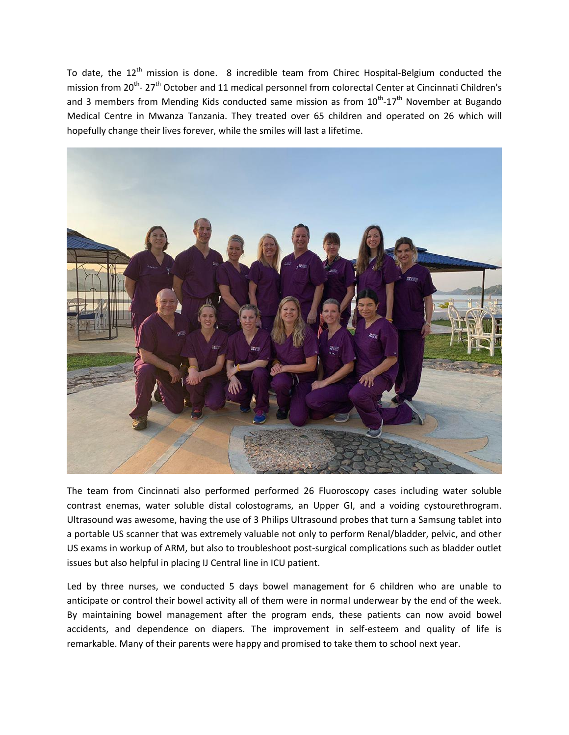To date, the 12th mission is done. 8 incredible team from Chirec Hospital-Belgium conducted the mission from 20th- 27th October and 11 medical personnel from colorectal Center at Cincinnati Children's and 3 members from Mending Kids conducted same mission as from 10th-17th November at Bugando Medical Centre in Mwanza Tanzania. They treated over 65 children and operated on 26 which will hopefully change their lives forever, while the smiles will last a lifetime.

The team from Cincinnati also performed performed 26 Fluoroscopy cases including water soluble contrast enemas, water soluble distal colostograms, an Upper GI, and a voiding cystourethrogram. Ultrasound was awesome, having the use of 3 Philips Ultrasound probes that turn a Samsung tablet into a portable US scanner that was extremely valuable not only to perform Renal/bladder, pelvic, and other US exams in workup of ARM, but also to troubleshoot post-surgical complications such as bladder outlet issues but also helpful in placing IJ Central line in ICU patient.

Led by three nurses, we conducted 5 days bowel management for 6 children who are unable to anticipate or control their bowel activity all of them were in normal underwear by the end of the week. By maintaining bowel management after the program ends, these patients can now avoid bowel accidents, and dependence on diapers. The improvement in self-esteem and quality of life is remarkable. Many of their parents were happy and promised to take them to school next year.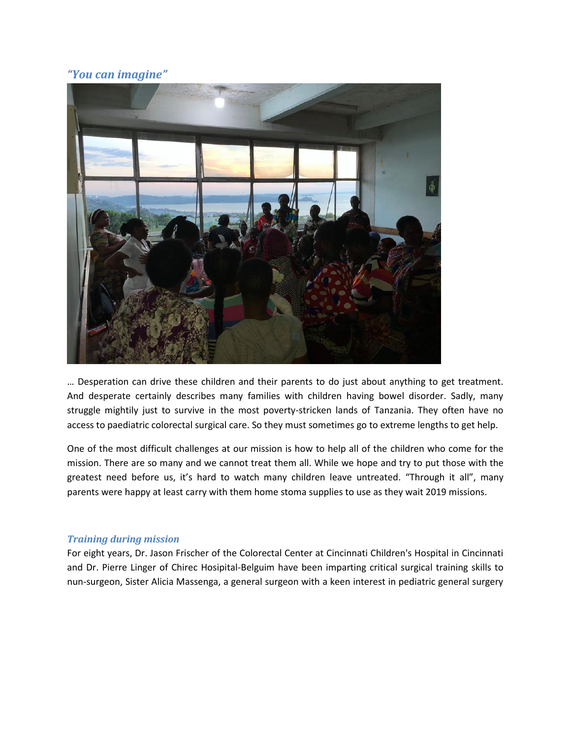### *“You can imagine”*

… Desperation can drive these children and their parents to do just about anything to get treatment. And desperate certainly describes many families with children having bowel disorder. Sadly, many struggle mightily just to survive in the most poverty-stricken lands of Tanzania. They often have no access to paediatric colorectal surgical care. So they must sometimes go to extreme lengths to get help.

One of the most difficult challenges at our mission is how to help all of the children who come for the mission. There are so many and we cannot treat them all. While we hope and try to put those with the greatest need before us, it’s hard to watch many children leave untreated. “Through it all”, many parents were happy at least carry with them home stoma supplies to use as they wait 2019 missions.

### *Training during mission*

For eight years, Dr. Jason Frischer of the Colorectal Center at Cincinnati Children's Hospital in Cincinnati and Dr. Pierre Linger of Chirec Hosipital-Belguim have been imparting critical surgical training skills to nun-surgeon, Sister Alicia Massenga, a general surgeon with a keen interest in pediatric general surgery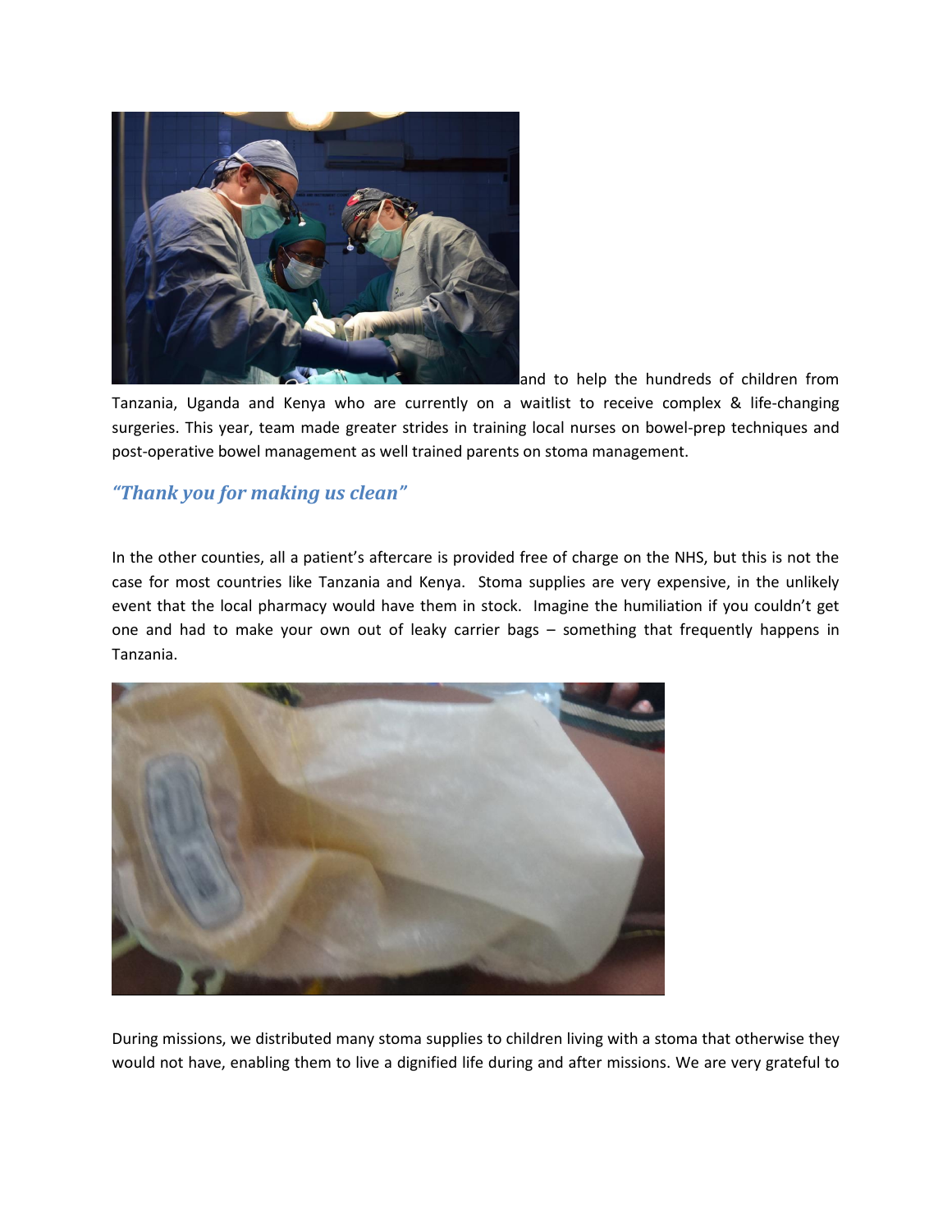and to help the hundreds of children from Tanzania, Uganda and Kenya who are currently on a waitlist to receive complex & life-changing surgeries. This year, team made greater strides in training local nurses on bowel-prep techniques and post-operative bowel management as well trained parents on stoma management.

## *"Thank you for making us clean"*

In the other counties, all a patient's aftercare is provided free of charge on the NHS, but this is not the case for most countries like Tanzania and Kenya. Stoma supplies are very expensive, in the unlikely event that the local pharmacy would have them in stock. Imagine the humiliation if you couldn't get one and had to make your own out of leaky carrier bags – something that frequently happens in Tanzania.

During missions, we distributed many stoma supplies to children living with a stoma that otherwise they would not have, enabling them to live a dignified life during and after missions. We are very grateful to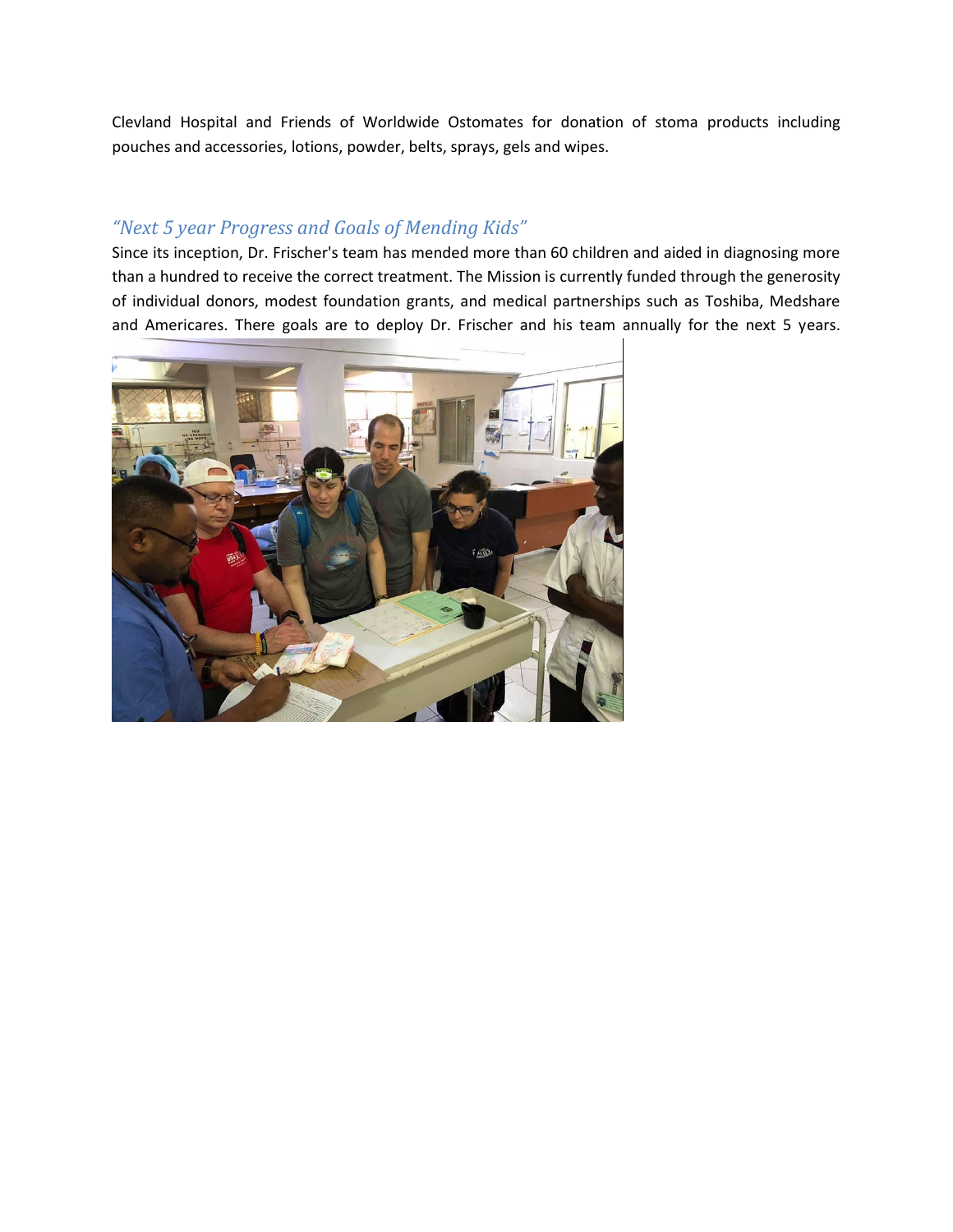Clevland Hospital and Friends of Worldwide Ostomates for donation of stoma products including pouches and accessories, lotions, powder, belts, sprays, gels and wipes.

## *"Next 5 year Progress and Goals of Mending Kids"*

Since its inception, Dr. Frischer's team has mended more than 60 children and aided in diagnosing more than a hundred to receive the correct treatment. The Mission is currently funded through the generosity of individual donors, modest foundation grants, and medical partnerships such as Toshiba, Medshare and Americares. There goals are to deploy Dr. Frischer and his team annually for the next 5 years.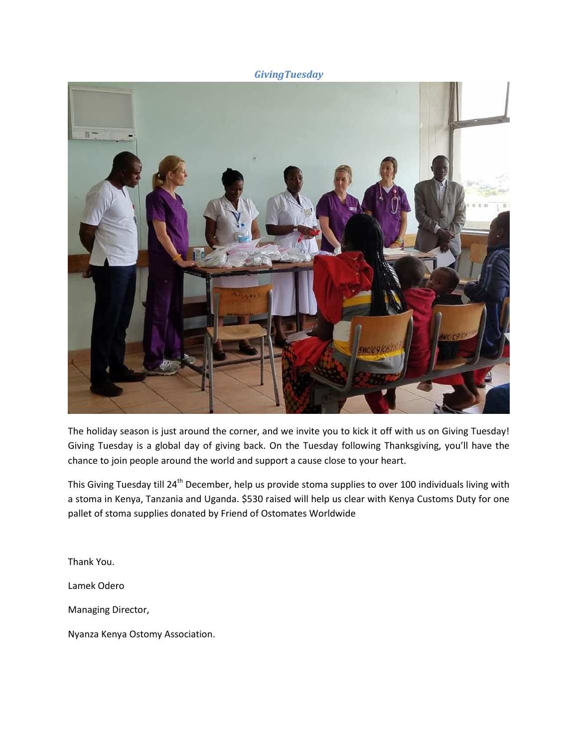## *GivingTuesday*

The holiday season is just around the corner, and we invite you to kick it off with us on Giving Tuesday! Giving Tuesday is a global day of giving back. On the Tuesday following Thanksgiving, you'll have the chance to join people around the world and support a cause close to your heart.

This Giving Tuesday till 24th December, help us provide stoma supplies to over 100 individuals living with a stoma in Kenya, Tanzania and Uganda. $530 raised will help us clear with Kenya Customs Duty for one pallet of stoma supplies donated by Friend of Ostomates Worldwide

Thank You.

Lamek Odero

Managing Director,

Nyanza Kenya Ostomy Association.